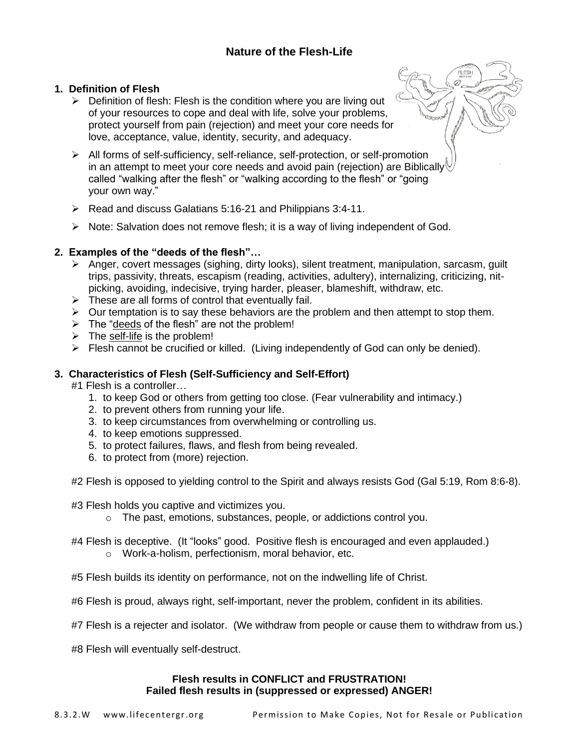# Nature of the Flesh-Life

## 1. Definition of Flesh

- Definition of flesh: Flesh is the condition where you are living out of your resources to cope and deal with life, solve your problems, protect yourself from pain (rejection) and meet your core needs for love, acceptance, value, identity, security, and adequacy.
- All forms of self-sufficiency, self-reliance, self-protection, or self-promotion in an attempt to meet your core needs and avoid pain (rejection) are Biblically called "walking after the flesh" or "walking according to the flesh" or "going your own way."
- Read and discuss Galatians 5:16-21 and Philippians 3:4-11.
- Note: Salvation does not remove flesh; it is a way of living independent of God.

## 2. Examples of the "deeds of the flesh"…

- Anger, covert messages (sighing, dirty looks), silent treatment, manipulation, sarcasm, guilt trips, passivity, threats, escapism (reading, activities, adultery), internalizing, criticizing, nit-picking, avoiding, indecisive, trying harder, pleaser, blameshift, withdraw, etc.
- These are all forms of control that eventually fail.
- Our temptation is to say these behaviors are the problem and then attempt to stop them.
- The "<u>deeds</u> of the flesh" are not the problem!
- The <u>self-life</u> is the problem!
- Flesh cannot be crucified or killed. (Living independently of God can only be denied).

## 3. Characteristics of Flesh (Self-Sufficiency and Self-Effort)

#1 Flesh is a controller…

1. to keep God or others from getting too close. (Fear vulnerability and intimacy.)
2. to prevent others from running your life.
3. to keep circumstances from overwhelming or controlling us.
4. to keep emotions suppressed.
5. to protect failures, flaws, and flesh from being revealed.
6. to protect from (more) rejection.

#2 Flesh is opposed to yielding control to the Spirit and always resists God (Gal 5:19, Rom 8:6-8).

#3 Flesh holds you captive and victimizes you.

- The past, emotions, substances, people, or addictions control you.

#4 Flesh is deceptive. (It "looks" good. Positive flesh is encouraged and even applauded.)

- Work-a-holism, perfectionism, moral behavior, etc.

#5 Flesh builds its identity on performance, not on the indwelling life of Christ.

#6 Flesh is proud, always right, self-important, never the problem, confident in its abilities.

#7 Flesh is a rejecter and isolator. (We withdraw from people or cause them to withdraw from us.)

#8 Flesh will eventually self-destruct.

**Flesh results in CONFLICT and FRUSTRATION!**
**Failed flesh results in (suppressed or expressed) ANGER!**

8.3.2.W www.lifecentergr.org Permission to Make Copies, Not for Resale or Publication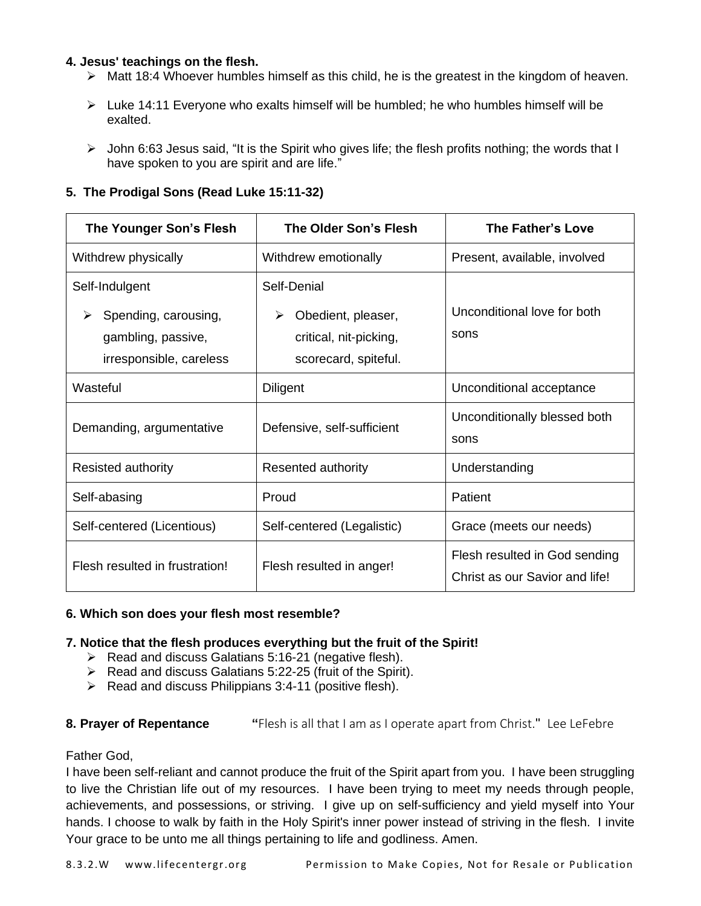**4. Jesus' teachings on the flesh.**

- Matt 18:4 Whoever humbles himself as this child, he is the greatest in the kingdom of heaven.
- Luke 14:11 Everyone who exalts himself will be humbled; he who humbles himself will be exalted.
- John 6:63 Jesus said, "It is the Spirit who gives life; the flesh profits nothing; the words that I have spoken to you are spirit and are life."

**5. The Prodigal Sons (Read Luke 15:11-32)**

| The Younger Son's Flesh | The Older Son's Flesh | The Father's Love |
|---|---|---|
| Withdrew physically | Withdrew emotionally | Present, available, involved |
| Self-Indulgent<br>➢ Spending, carousing, gambling, passive, irresponsible, careless | Self-Denial<br>➢ Obedient, pleaser, critical, nit-picking, scorecard, spiteful. | Unconditional love for both sons |
| Wasteful | Diligent | Unconditional acceptance |
| Demanding, argumentative | Defensive, self-sufficient | Unconditionally blessed both sons |
| Resisted authority | Resented authority | Understanding |
| Self-abasing | Proud | Patient |
| Self-centered (Licentious) | Self-centered (Legalistic) | Grace (meets our needs) |
| Flesh resulted in frustration! | Flesh resulted in anger! | Flesh resulted in God sending Christ as our Savior and life! |

**6. Which son does your flesh most resemble?**

**7. Notice that the flesh produces everything but the fruit of the Spirit!**

- Read and discuss Galatians 5:16-21 (negative flesh).
- Read and discuss Galatians 5:22-25 (fruit of the Spirit).
- Read and discuss Philippians 3:4-11 (positive flesh).

**8. Prayer of Repentance** "Flesh is all that I am as I operate apart from Christ." Lee LeFebre

Father God,

I have been self-reliant and cannot produce the fruit of the Spirit apart from you. I have been struggling to live the Christian life out of my resources. I have been trying to meet my needs through people, achievements, and possessions, or striving. I give up on self-sufficiency and yield myself into Your hands. I choose to walk by faith in the Holy Spirit's inner power instead of striving in the flesh. I invite Your grace to be unto me all things pertaining to life and godliness. Amen.

8.3.2.W www.lifecentergr.org Permission to Make Copies, Not for Resale or Publication